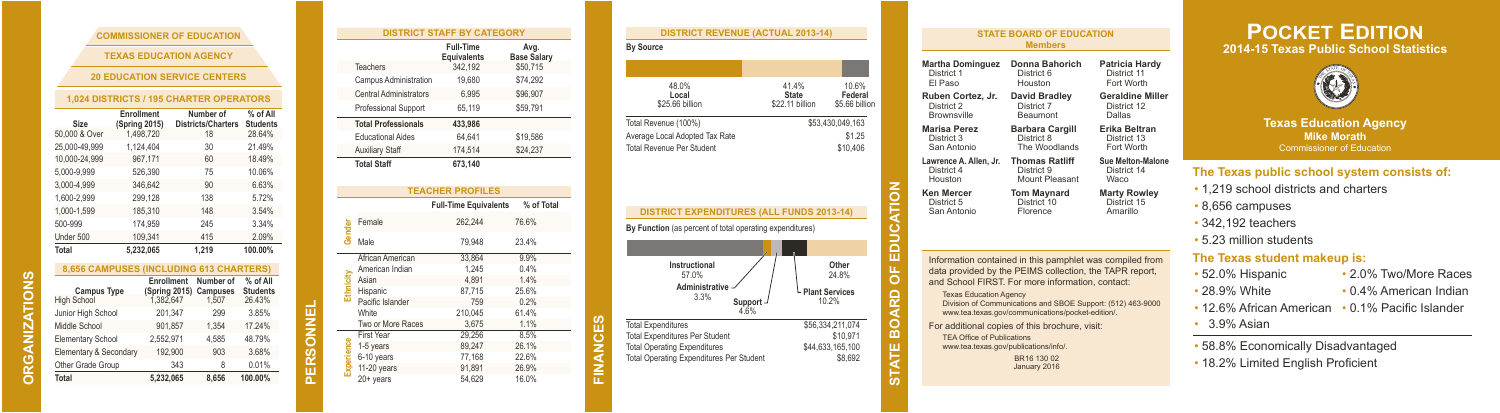# ORGANIZATIONS

## COMMISSIONER OF EDUCATION

## TEXAS EDUCATION AGENCY

## 20 EDUCATION SERVICE CENTERS

## 1,024 DISTRICTS / 195 CHARTER OPERATORS

| Size | Enrollment (Spring 2015) | Number of Districts/Charters | % of All Students |
|---|---|---|---|
| 50,000 & Over | 1,498,720 | 18 | 28.64% |
| 25,000-49,999 | 1,124,404 | 30 | 21.49% |
| 10,000-24,999 | 967,171 | 60 | 18.49% |
| 5,000-9,999 | 526,390 | 75 | 10.06% |
| 3,000-4,999 | 346,642 | 90 | 6.63% |
| 1,600-2,999 | 299,128 | 138 | 5.72% |
| 1,000-1,599 | 185,310 | 148 | 3.54% |
| 500-999 | 174,959 | 245 | 3.34% |
| Under 500 | 109,341 | 415 | 2.09% |
| Total | 5,232,065 | 1,219 | 100.00% |

## 8,656 CAMPUSES (INCLUDING 613 CHARTERS)

| Campus Type | Enrollment (Spring 2015) | Number of Campuses | % of All Students |
|---|---|---|---|
| High School | 1,382,647 | 1,507 | 26.43% |
| Junior High School | 201,347 | 299 | 3.85% |
| Middle School | 901,857 | 1,354 | 17.24% |
| Elementary School | 2,552,971 | 4,585 | 48.79% |
| Elementary & Secondary | 192,900 | 903 | 3.68% |
| Other Grade Group | 343 | 8 | 0.01% |
| Total | 5,232,065 | 8,656 | 100.00% |

# PERSONNEL

## DISTRICT STAFF BY CATEGORY

| | Full-Time Equivalents | Avg. Base Salary |
|---|---|---|
| Teachers | 342,192 | $50,715 |
| Campus Administration | 19,680 | $74,292 |
| Central Administrators | 6,995 | $96,907 |
| Professional Support | 65,119 | $59,791 |
| Total Professionals | 433,986 | |
| Educational Aides | 64,641 | $19,586 |
| Auxiliary Staff | 174,514 | $24,237 |
| Total Staff | 673,140 | |

## TEACHER PROFILES

| | | Full-Time Equivalents | % of Total |
|---|---|---|---|
| Gender | Female | 262,244 | 76.6% |
| | Male | 79,948 | 23.4% |
| Ethnicity | African American | 33,864 | 9.9% |
| | American Indian | 1,245 | 0.4% |
| | Asian | 4,891 | 1.4% |
| | Hispanic | 87,715 | 25.6% |
| | Pacific Islander | 759 | 0.2% |
| | White | 210,045 | 61.4% |
| | Two or More Races | 3,675 | 1.1% |
| Experience | First Year | 29,256 | 8.5% |
| | 1-5 years | 89,247 | 26.1% |
| | 6-10 years | 77,168 | 22.6% |
| | 11-20 years | 91,891 | 26.9% |
| | 20+ years | 54,629 | 16.0% |

# FINANCES

## DISTRICT REVENUE (ACTUAL 2013-14)

By Source

| Local | State | Federal |
|---|---|---|
| 48.0% | 41.4% | 10.6% |
| $25.66 billion | $22.11 billion | $5.66 billion |

| | |
|---|---|
| Total Revenue (100%) | $53,430,049,163 |
| Average Local Adopted Tax Rate | $1.25 |
| Total Revenue Per Student | $10,406 |

## DISTRICT EXPENDITURES (ALL FUNDS 2013-14)

By Function (as percent of total operating expenditures)

- Instructional 57.0%
- Administrative 3.3%
- Support 4.6%
- Plant Services 10.2%
- Other 24.8%

| | |
|---|---|
| Total Expenditures | $56,334,211,074 |
| Total Expenditures Per Student | $10,971 |
| Total Operating Expenditures | $44,633,165,100 |
| Total Operating Expenditures Per Student | $8,692 |

# STATE BOARD OF EDUCATION

## STATE BOARD OF EDUCATION Members

| | | |
|---|---|---|
| **Martha Dominguez**<br>District 1<br>El Paso | **Donna Bahorich**<br>District 6<br>Houston | **Patricia Hardy**<br>District 11<br>Fort Worth |
| **Ruben Cortez, Jr.**<br>District 2<br>Brownsville | **David Bradley**<br>District 7<br>Beaumont | **Geraldine Miller**<br>District 12<br>Dallas |
| **Marisa Perez**<br>District 3<br>San Antonio | **Barbara Cargill**<br>District 8<br>The Woodlands | **Erika Beltran**<br>District 13<br>Fort Worth |
| **Lawrence A. Allen, Jr.**<br>District 4<br>Houston | **Thomas Ratliff**<br>District 9<br>Mount Pleasant | **Sue Melton-Malone**<br>District 14<br>Waco |
| **Ken Mercer**<br>District 5<br>San Antonio | **Tom Maynard**<br>District 10<br>Florence | **Marty Rowley**<br>District 15<br>Amarillo |

Information contained in this pamphlet was compiled from data provided by the PEIMS collection, the TAPR report, and School FIRST. For more information, contact:

Texas Education Agency
Division of Communications and SBOE Support: (512) 463-9000
www.tea.texas.gov/communications/pocket-edition/.

For additional copies of this brochure, visit:

TEA Office of Publications
www.tea.texas.gov/publications/info/.

BR16 130 02
January 2016

# POCKET EDITION

## 2014-15 Texas Public School Statistics

**Texas Education Agency**
**Mike Morath**
Commissioner of Education

### The Texas public school system consists of:

- 1,219 school districts and charters
- 8,656 campuses
- 342,192 teachers
- 5.23 million students

### The Texas student makeup is:

- 52.0% Hispanic
- 28.9% White
- 12.6% African American
- 3.9% Asian
- 2.0% Two/More Races
- 0.4% American Indian
- 0.1% Pacific Islander

- 58.8% Economically Disadvantaged
- 18.2% Limited English Proficient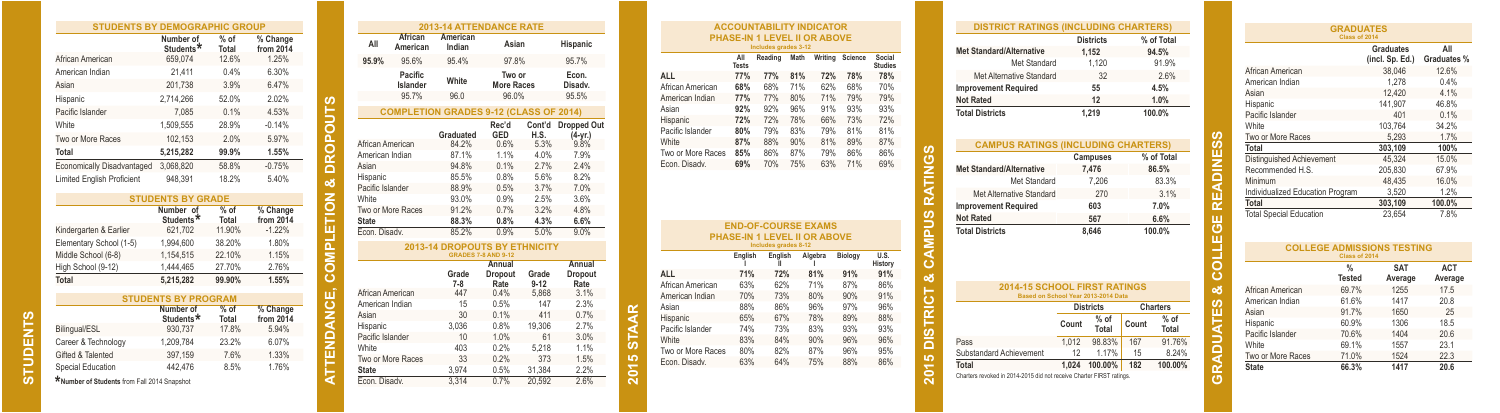# STUDENTS

## STUDENTS BY DEMOGRAPHIC GROUP

| | Number of Students* | % of Total | % Change from 2014 |
|---|---|---|---|
| African American | 659,074 | 12.6% | 1.25% |
| American Indian | 21,411 | 0.4% | 6.30% |
| Asian | 201,738 | 3.9% | 6.47% |
| Hispanic | 2,714,266 | 52.0% | 2.02% |
| Pacific Islander | 7,085 | 0.1% | 4.53% |
| White | 1,509,555 | 28.9% | -0.14% |
| Two or More Races | 102,153 | 2.0% | 5.97% |
| Total | 5,215,282 | 99.9% | 1.55% |
| Economically Disadvantaged | 3,068,820 | 58.8% | -0.75% |
| Limited English Proficient | 948,391 | 18.2% | 5.40% |

## STUDENTS BY GRADE

| | Number of Students* | % of Total | % Change from 2014 |
|---|---|---|---|
| Kindergarten & Earlier | 621,702 | 11.90% | -1.22% |
| Elementary School (1-5) | 1,994,600 | 38.20% | 1.80% |
| Middle School (6-8) | 1,154,515 | 22.10% | 1.15% |
| High School (9-12) | 1,444,465 | 27.70% | 2.76% |
| Total | 5,215,282 | 99.90% | 1.55% |

## STUDENTS BY PROGRAM

| | Number of Students* | % of Total | % Change from 2014 |
|---|---|---|---|
| Bilingual/ESL | 930,737 | 17.8% | 5.94% |
| Career & Technology | 1,209,784 | 23.2% | 6.07% |
| Gifted & Talented | 397,159 | 7.6% | 1.33% |
| Special Education | 442,476 | 8.5% | 1.76% |

*Number of Students from Fall 2014 Snapshot

# ATTENDANCE, COMPLETION & DROPOUTS

## 2013-14 ATTENDANCE RATE

| All | African American | American Indian | Asian | Hispanic |
|---|---|---|---|---|
| 95.9% | 95.6% | 95.4% | 97.8% | 95.7% |
| | Pacific Islander | White | Two or More Races | Econ. Disadv. |
| | 95.7% | 96.0 | 96.0% | 95.5% |

## COMPLETION GRADES 9-12 (CLASS OF 2014)

| | Graduated | Rec'd GED | Cont'd H.S. | Dropped Out (4-yr.) |
|---|---|---|---|---|
| African American | 84.2% | 0.6% | 5.3% | 9.8% |
| American Indian | 87.1% | 1.1% | 4.0% | 7.9% |
| Asian | 94.8% | 0.1% | 2.7% | 2.4% |
| Hispanic | 85.5% | 0.8% | 5.6% | 8.2% |
| Pacific Islander | 88.9% | 0.5% | 3.7% | 7.0% |
| White | 93.0% | 0.9% | 2.5% | 3.6% |
| Two or More Races | 91.2% | 0.7% | 3.2% | 4.8% |
| State | 88.3% | 0.8% | 4.3% | 6.6% |
| Econ. Disadv. | 85.2% | 0.9% | 5.0% | 9.0% |

## 2013-14 DROPOUTS BY ETHNICITY

GRADES 7-8 AND 9-12

| | Grade 7-8 | Annual Dropout Rate | Grade 9-12 | Annual Dropout Rate |
|---|---|---|---|---|
| African American | 447 | 0.4% | 5,868 | 3.1% |
| American Indian | 15 | 0.5% | 147 | 2.3% |
| Asian | 30 | 0.1% | 411 | 0.7% |
| Hispanic | 3,036 | 0.8% | 19,306 | 2.7% |
| Pacific Islander | 10 | 1.0% | 61 | 3.0% |
| White | 403 | 0.2% | 5,218 | 1.1% |
| Two or More Races | 33 | 0.2% | 373 | 1.5% |
| State | 3,974 | 0.5% | 31,384 | 2.2% |
| Econ. Disadv. | 3,314 | 0.7% | 20,592 | 2.6% |

# 2015 STAAR

## ACCOUNTABILITY INDICATOR PHASE-IN 1 LEVEL II OR ABOVE

Includes grades 3-12

| | All Tests | Reading | Math | Writing | Science | Social Studies |
|---|---|---|---|---|---|---|
| ALL | 77% | 77% | 81% | 72% | 78% | 78% |
| African American | 68% | 68% | 71% | 62% | 68% | 70% |
| American Indian | 77% | 77% | 80% | 71% | 79% | 79% |
| Asian | 92% | 92% | 96% | 91% | 93% | 93% |
| Hispanic | 72% | 72% | 78% | 66% | 73% | 72% |
| Pacific Islander | 80% | 79% | 83% | 79% | 81% | 81% |
| White | 87% | 88% | 90% | 81% | 89% | 87% |
| Two or More Races | 85% | 86% | 87% | 79% | 86% | 86% |
| Econ. Disadv. | 69% | 70% | 75% | 63% | 71% | 69% |

## END-OF-COURSE EXAMS PHASE-IN 1 LEVEL II OR ABOVE

Includes grades 9-12

| | English I | English II | Algebra I | Biology | U.S. History |
|---|---|---|---|---|---|
| ALL | 71% | 72% | 81% | 91% | 91% |
| African American | 63% | 62% | 71% | 87% | 86% |
| American Indian | 70% | 73% | 80% | 90% | 91% |
| Asian | 88% | 86% | 96% | 97% | 96% |
| Hispanic | 65% | 67% | 78% | 89% | 88% |
| Pacific Islander | 74% | 73% | 83% | 93% | 93% |
| White | 83% | 84% | 90% | 96% | 96% |
| Two or More Races | 80% | 82% | 87% | 96% | 95% |
| Econ. Disadv. | 63% | 64% | 75% | 88% | 86% |

# 2015 DISTRICT & CAMPUS RATINGS

## DISTRICT RATINGS (INCLUDING CHARTERS)

| | Districts | % of Total |
|---|---|---|
| Met Standard/Alternative | 1,152 | 94.5% |
| Met Standard | 1,120 | 91.9% |
| Met Alternative Standard | 32 | 2.6% |
| Improvement Required | 55 | 4.5% |
| Not Rated | 12 | 1.0% |
| Total Districts | 1,219 | 100.0% |

## CAMPUS RATINGS (INCLUDING CHARTERS)

| | Campuses | % of Total |
|---|---|---|
| Met Standard/Alternative | 7,476 | 86.5% |
| Met Standard | 7,206 | 83.3% |
| Met Alternative Standard | 270 | 3.1% |
| Improvement Required | 603 | 7.0% |
| Not Rated | 567 | 6.6% |
| Total Districts | 8,646 | 100.0% |

## 2014-15 SCHOOL FIRST RATINGS

Based on School Year 2013-2014 Data

| | Districts | | Charters | |
|---|---|---|---|---|
| | Count | % of Total | Count | % of Total |
| Pass | 1,012 | 98.83% | 167 | 91.76% |
| Substandard Achievement | 12 | 1.17% | 15 | 8.24% |
| Total | 1,024 | 100.00% | 182 | 100.00% |

Charters revoked in 2014-2015 did not receive Charter FIRST ratings.

# GRADUATES & COLLEGE READINESS

## GRADUATES

Class of 2014

| | Graduates (incl. Sp. Ed.) | All Graduates % |
|---|---|---|
| African American | 38,046 | 12.6% |
| American Indian | 1,278 | 0.4% |
| Asian | 12,420 | 4.1% |
| Hispanic | 141,907 | 46.8% |
| Pacific Islander | 401 | 0.1% |
| White | 103,764 | 34.2% |
| Two or More Races | 5,293 | 1.7% |
| Total | 303,109 | 100% |
| Distinguished Achievement | 45,324 | 15.0% |
| Recommended H.S. | 205,830 | 67.9% |
| Minimum | 48,435 | 16.0% |
| Individualized Education Program | 3,520 | 1.2% |
| Total | 303,109 | 100.0% |
| Total Special Education | 23,654 | 7.8% |

## COLLEGE ADMISSIONS TESTING

Class of 2014

| | % Tested | SAT Average | ACT Average |
|---|---|---|---|
| African American | 69.7% | 1255 | 17.5 |
| American Indian | 61.6% | 1417 | 20.8 |
| Asian | 91.7% | 1650 | 25 |
| Hispanic | 60.9% | 1306 | 18.5 |
| Pacific Islander | 70.6% | 1404 | 20.6 |
| White | 69.1% | 1557 | 23.1 |
| Two or More Races | 71.0% | 1524 | 22.3 |
| State | 66.3% | 1417 | 20.6 |